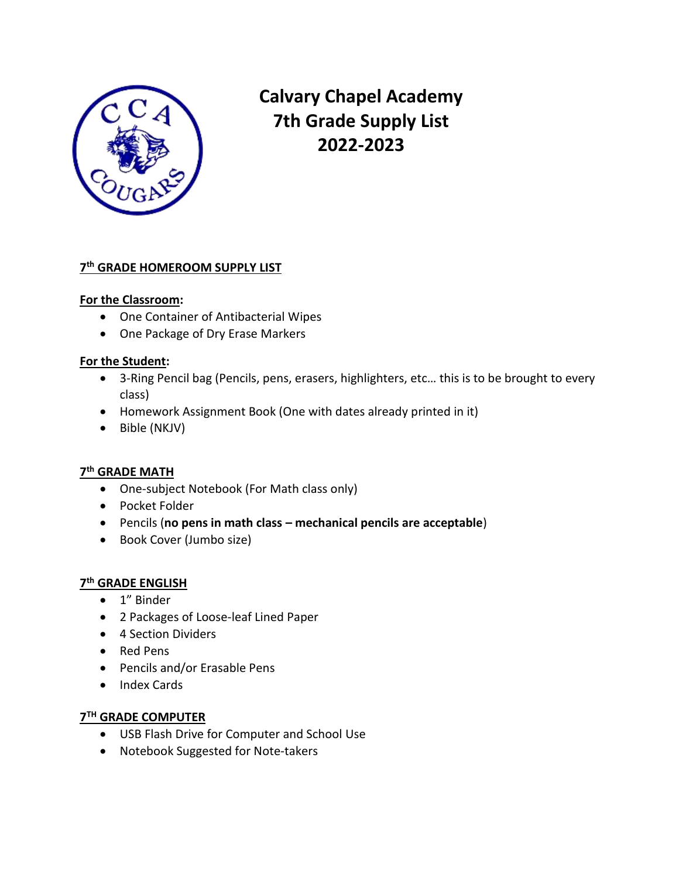# Calvary Chapel Academy
# 7th Grade Supply List
# 2022-2023

## 7th GRADE HOMEROOM SUPPLY LIST

**For the Classroom:**

- One Container of Antibacterial Wipes
- One Package of Dry Erase Markers

**For the Student:**

- 3-Ring Pencil bag (Pencils, pens, erasers, highlighters, etc… this is to be brought to every class)
- Homework Assignment Book (One with dates already printed in it)
- Bible (NKJV)

## 7th GRADE MATH

- One-subject Notebook (For Math class only)
- Pocket Folder
- Pencils (**no pens in math class – mechanical pencils are acceptable**)
- Book Cover (Jumbo size)

## 7th GRADE ENGLISH

- 1" Binder
- 2 Packages of Loose-leaf Lined Paper
- 4 Section Dividers
- Red Pens
- Pencils and/or Erasable Pens
- Index Cards

## 7TH GRADE COMPUTER

- USB Flash Drive for Computer and School Use
- Notebook Suggested for Note-takers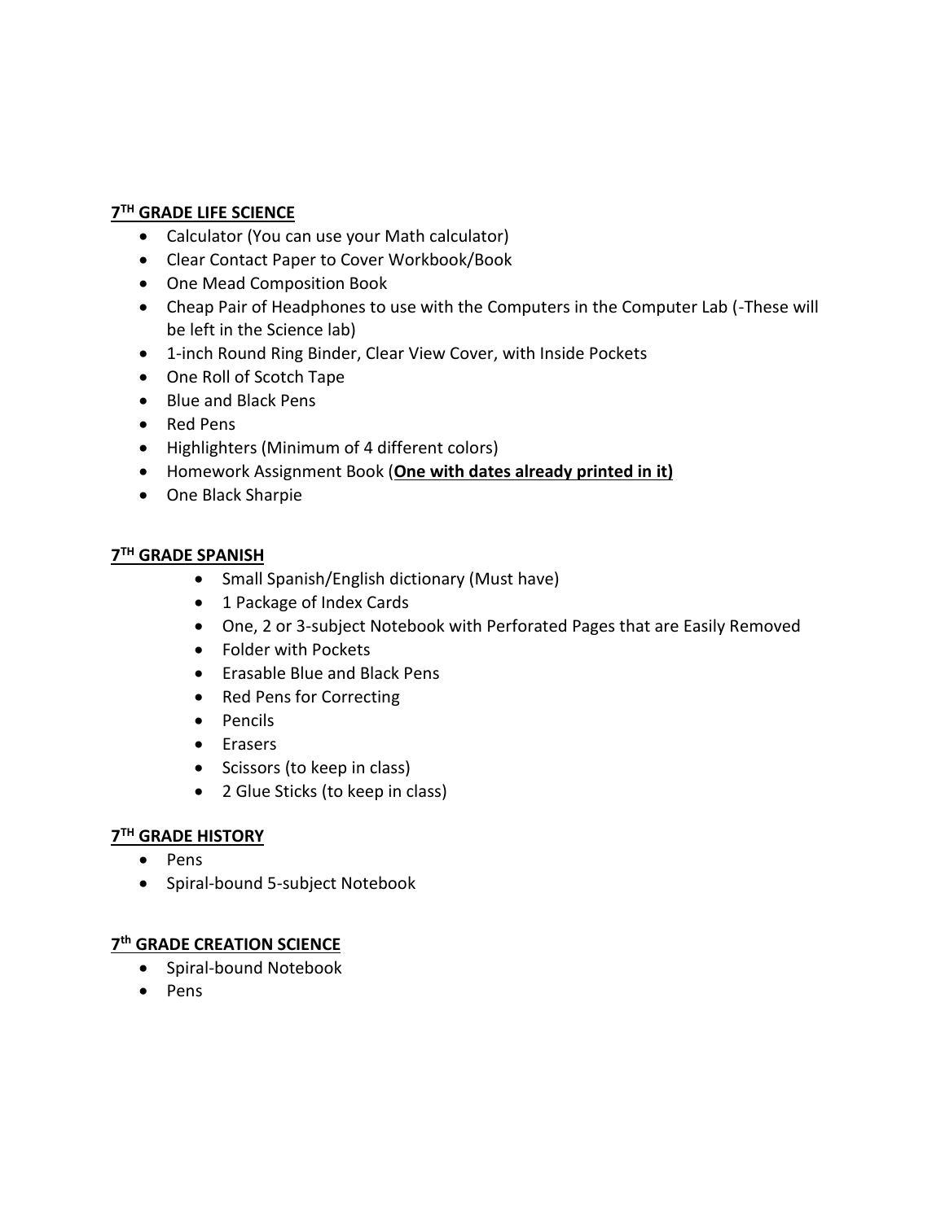### **7TH GRADE LIFE SCIENCE**

- Calculator (You can use your Math calculator)
- Clear Contact Paper to Cover Workbook/Book
- One Mead Composition Book
- Cheap Pair of Headphones to use with the Computers in the Computer Lab (-These will be left in the Science lab)
- 1-inch Round Ring Binder, Clear View Cover, with Inside Pockets
- One Roll of Scotch Tape
- Blue and Black Pens
- Red Pens
- Highlighters (Minimum of 4 different colors)
- Homework Assignment Book (**One with dates already printed in it)**
- One Black Sharpie

### **7TH GRADE SPANISH**

- Small Spanish/English dictionary (Must have)
- 1 Package of Index Cards
- One, 2 or 3-subject Notebook with Perforated Pages that are Easily Removed
- Folder with Pockets
- Erasable Blue and Black Pens
- Red Pens for Correcting
- Pencils
- Erasers
- Scissors (to keep in class)
- 2 Glue Sticks (to keep in class)

### **7TH GRADE HISTORY**

- Pens
- Spiral-bound 5-subject Notebook

### **7th GRADE CREATION SCIENCE**

- Spiral-bound Notebook
- Pens